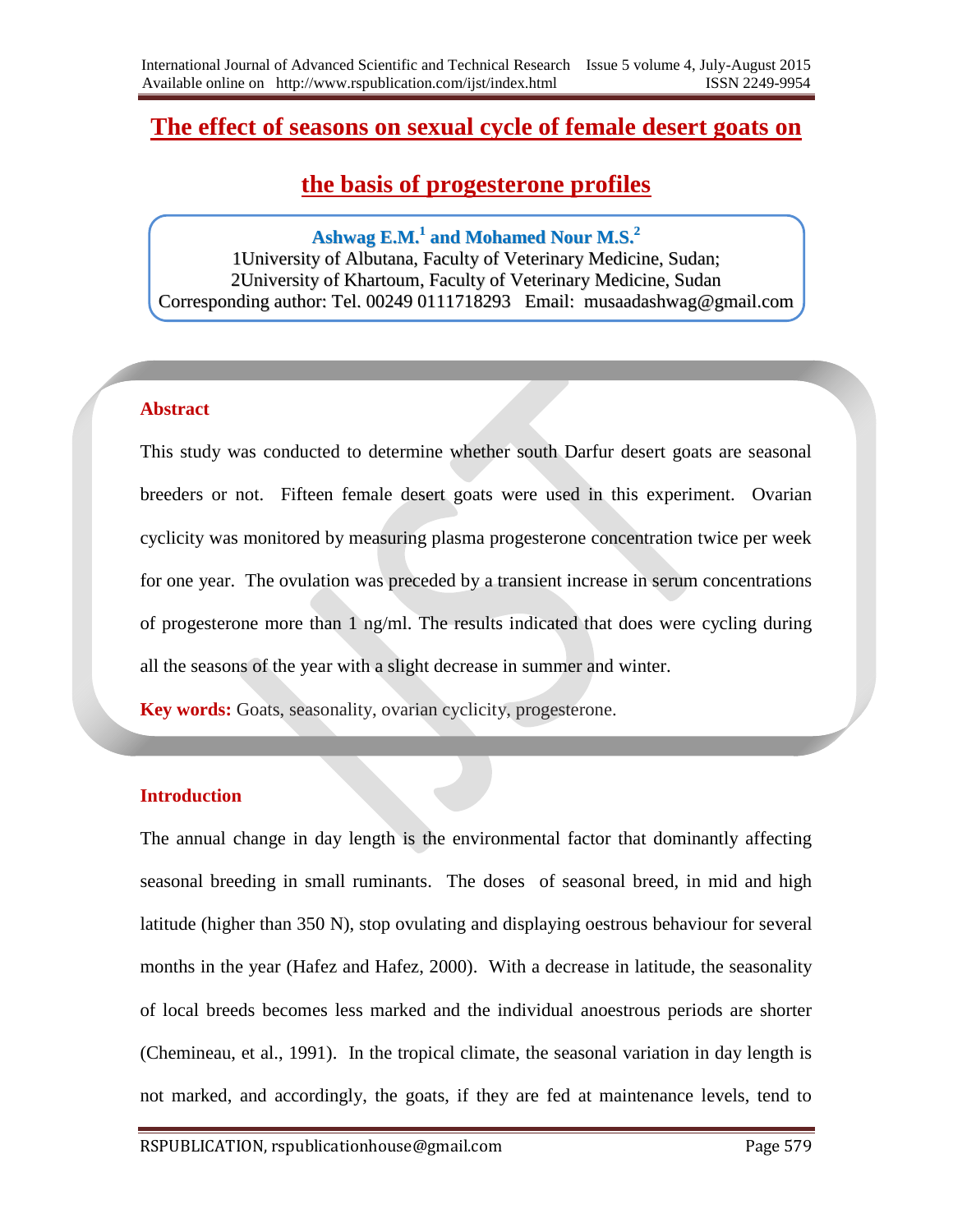# The effect of seasons on sexual cycle of female desert goats on the basis of progesterone profiles

**Ashwag E.M.[1] and Mohamed Nour M.S.[2]**

1University of Albutana, Faculty of Veterinary Medicine, Sudan;
2University of Khartoum, Faculty of Veterinary Medicine, Sudan
Corresponding author: Tel. 00249 0111718293 Email: musaadashwag@gmail.com

## Abstract

This study was conducted to determine whether south Darfur desert goats are seasonal breeders or not. Fifteen female desert goats were used in this experiment. Ovarian cyclicity was monitored by measuring plasma progesterone concentration twice per week for one year. The ovulation was preceded by a transient increase in serum concentrations of progesterone more than 1 ng/ml. The results indicated that does were cycling during all the seasons of the year with a slight decrease in summer and winter.

**Key words:** Goats, seasonality, ovarian cyclicity, progesterone.

## Introduction

The annual change in day length is the environmental factor that dominantly affecting seasonal breeding in small ruminants. The doses of seasonal breed, in mid and high latitude (higher than 350 N), stop ovulating and displaying oestrous behaviour for several months in the year (Hafez and Hafez, 2000). With a decrease in latitude, the seasonality of local breeds becomes less marked and the individual anoestrous periods are shorter (Chemineau, et al., 1991). In the tropical climate, the seasonal variation in day length is not marked, and accordingly, the goats, if they are fed at maintenance levels, tend to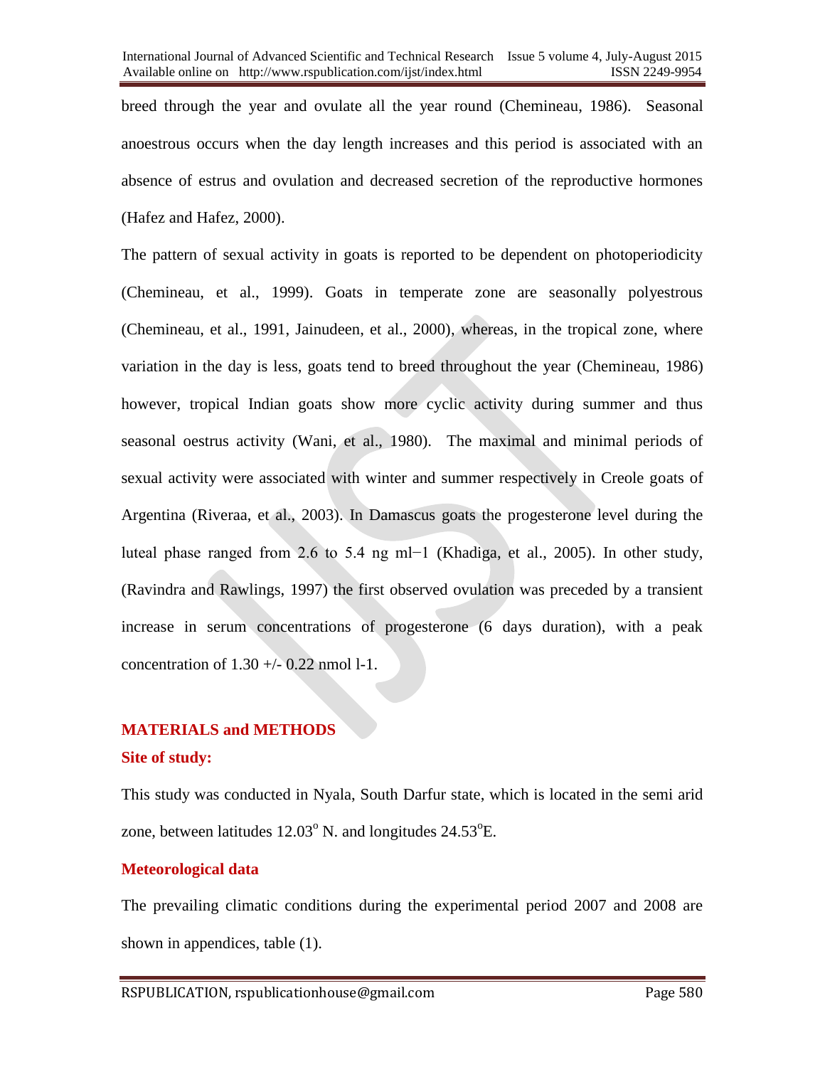breed through the year and ovulate all the year round (Chemineau, 1986). Seasonal anoestrous occurs when the day length increases and this period is associated with an absence of estrus and ovulation and decreased secretion of the reproductive hormones (Hafez and Hafez, 2000).

The pattern of sexual activity in goats is reported to be dependent on photoperiodicity (Chemineau, et al., 1999). Goats in temperate zone are seasonally polyestrous (Chemineau, et al., 1991, Jainudeen, et al., 2000), whereas, in the tropical zone, where variation in the day is less, goats tend to breed throughout the year (Chemineau, 1986) however, tropical Indian goats show more cyclic activity during summer and thus seasonal oestrus activity (Wani, et al., 1980). The maximal and minimal periods of sexual activity were associated with winter and summer respectively in Creole goats of Argentina (Riveraa, et al., 2003). In Damascus goats the progesterone level during the luteal phase ranged from 2.6 to 5.4 ng ml−1 (Khadiga, et al., 2005). In other study, (Ravindra and Rawlings, 1997) the first observed ovulation was preceded by a transient increase in serum concentrations of progesterone (6 days duration), with a peak concentration of 1.30 +/- 0.22 nmol l-1.

## MATERIALS and METHODS

### Site of study:

This study was conducted in Nyala, South Darfur state, which is located in the semi arid zone, between latitudes 12.03$^{o}$ N. and longitudes 24.53$^{o}$E.

### Meteorological data

The prevailing climatic conditions during the experimental period 2007 and 2008 are shown in appendices, table (1).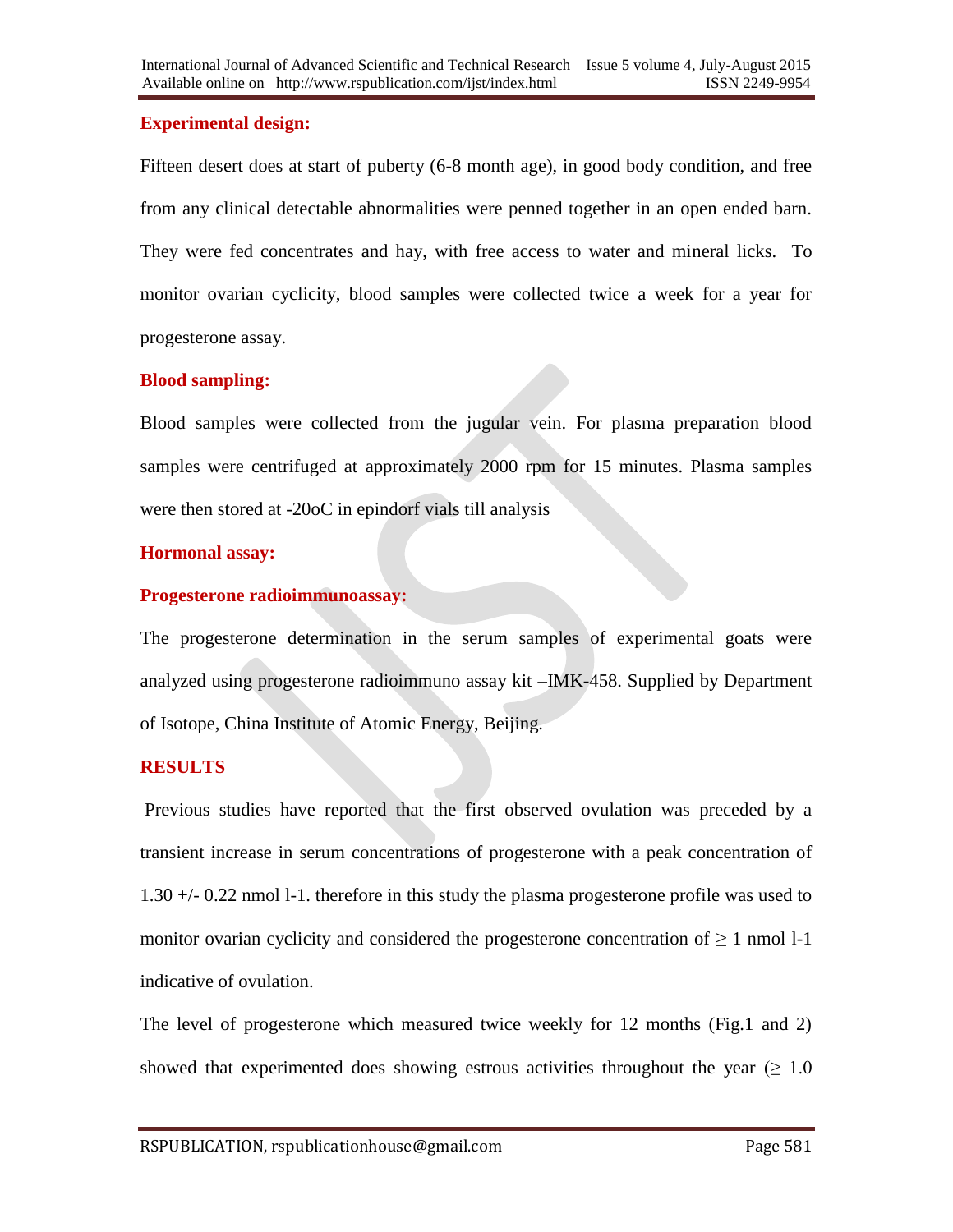## Experimental design:

Fifteen desert does at start of puberty (6-8 month age), in good body condition, and free from any clinical detectable abnormalities were penned together in an open ended barn. They were fed concentrates and hay, with free access to water and mineral licks. To monitor ovarian cyclicity, blood samples were collected twice a week for a year for progesterone assay.

## Blood sampling:

Blood samples were collected from the jugular vein. For plasma preparation blood samples were centrifuged at approximately 2000 rpm for 15 minutes. Plasma samples were then stored at -20oC in epindorf vials till analysis

## Hormonal assay:

### Progesterone radioimmunoassay:

The progesterone determination in the serum samples of experimental goats were analyzed using progesterone radioimmuno assay kit –IMK-458. Supplied by Department of Isotope, China Institute of Atomic Energy, Beijing.

# RESULTS

Previous studies have reported that the first observed ovulation was preceded by a transient increase in serum concentrations of progesterone with a peak concentration of 1.30 +/- 0.22 nmol l-1. therefore in this study the plasma progesterone profile was used to monitor ovarian cyclicity and considered the progesterone concentration of $\geq$ 1 nmol l-1 indicative of ovulation.

The level of progesterone which measured twice weekly for 12 months (Fig.1 and 2) showed that experimented does showing estrous activities throughout the year ($\geq$ 1.0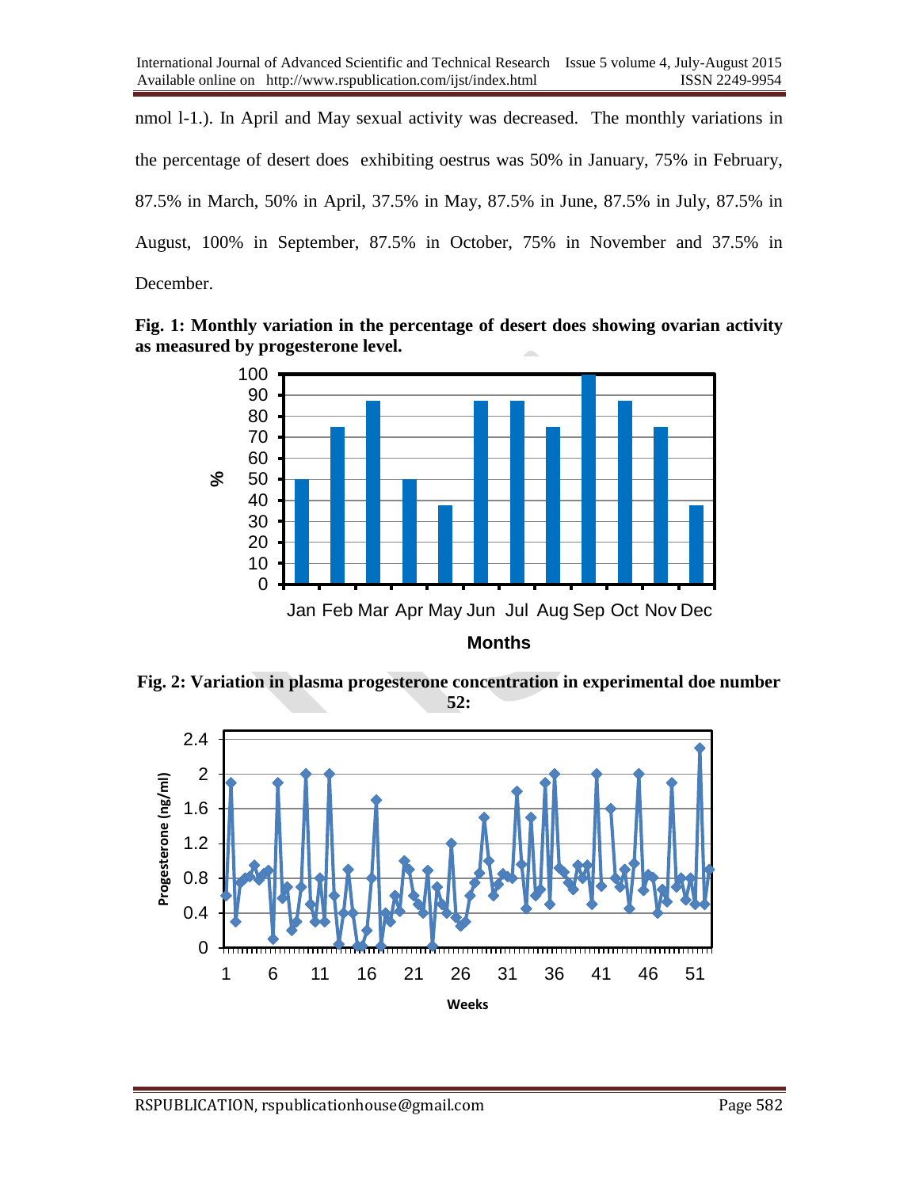nmol l-1.). In April and May sexual activity was decreased. The monthly variations in the percentage of desert does exhibiting oestrus was 50% in January, 75% in February, 87.5% in March, 50% in April, 37.5% in May, 87.5% in June, 87.5% in July, 87.5% in August, 100% in September, 87.5% in October, 75% in November and 37.5% in December.

**Fig. 1: Monthly variation in the percentage of desert does showing ovarian activity as measured by progesterone level.**

**Fig. 2: Variation in plasma progesterone concentration in experimental doe number 52:**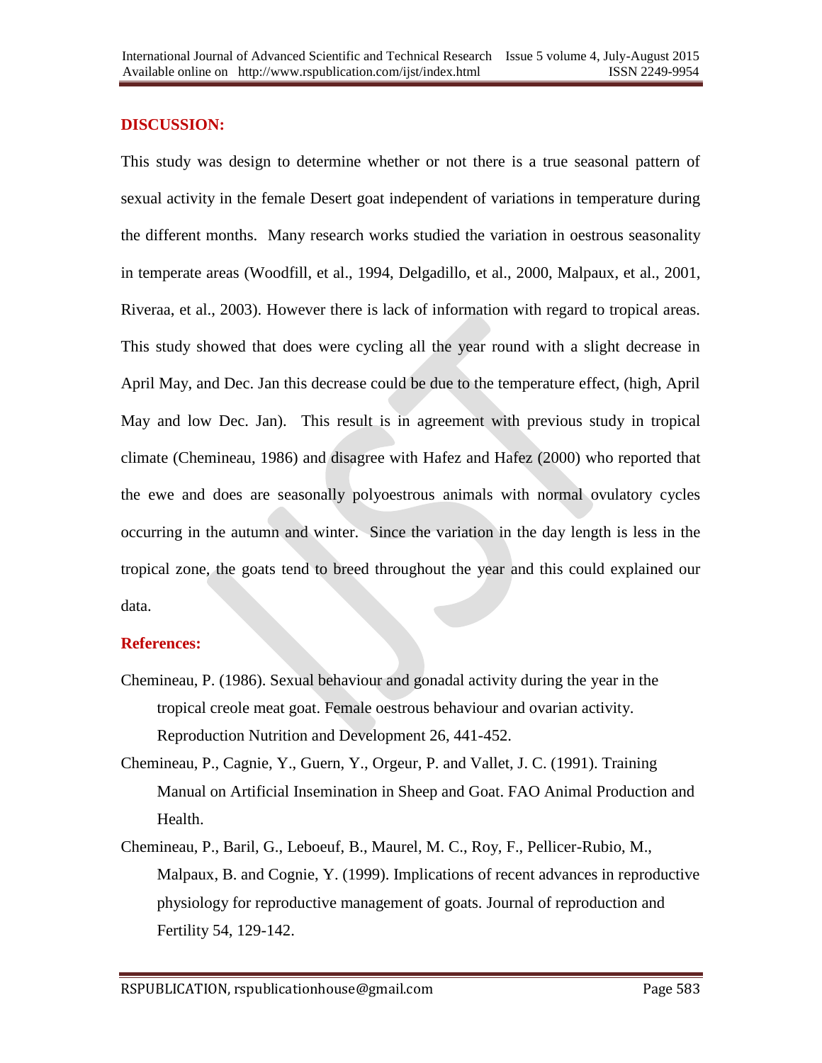## DISCUSSION:

This study was design to determine whether or not there is a true seasonal pattern of sexual activity in the female Desert goat independent of variations in temperature during the different months. Many research works studied the variation in oestrous seasonality in temperate areas (Woodfill, et al., 1994, Delgadillo, et al., 2000, Malpaux, et al., 2001, Riveraa, et al., 2003). However there is lack of information with regard to tropical areas. This study showed that does were cycling all the year round with a slight decrease in April May, and Dec. Jan this decrease could be due to the temperature effect, (high, April May and low Dec. Jan). This result is in agreement with previous study in tropical climate (Chemineau, 1986) and disagree with Hafez and Hafez (2000) who reported that the ewe and does are seasonally polyoestrous animals with normal ovulatory cycles occurring in the autumn and winter. Since the variation in the day length is less in the tropical zone, the goats tend to breed throughout the year and this could explained our data.

## References:

Chemineau, P. (1986). Sexual behaviour and gonadal activity during the year in the tropical creole meat goat. Female oestrous behaviour and ovarian activity. Reproduction Nutrition and Development 26, 441-452.

Chemineau, P., Cagnie, Y., Guern, Y., Orgeur, P. and Vallet, J. C. (1991). Training Manual on Artificial Insemination in Sheep and Goat. FAO Animal Production and Health.

Chemineau, P., Baril, G., Leboeuf, B., Maurel, M. C., Roy, F., Pellicer-Rubio, M., Malpaux, B. and Cognie, Y. (1999). Implications of recent advances in reproductive physiology for reproductive management of goats. Journal of reproduction and Fertility 54, 129-142.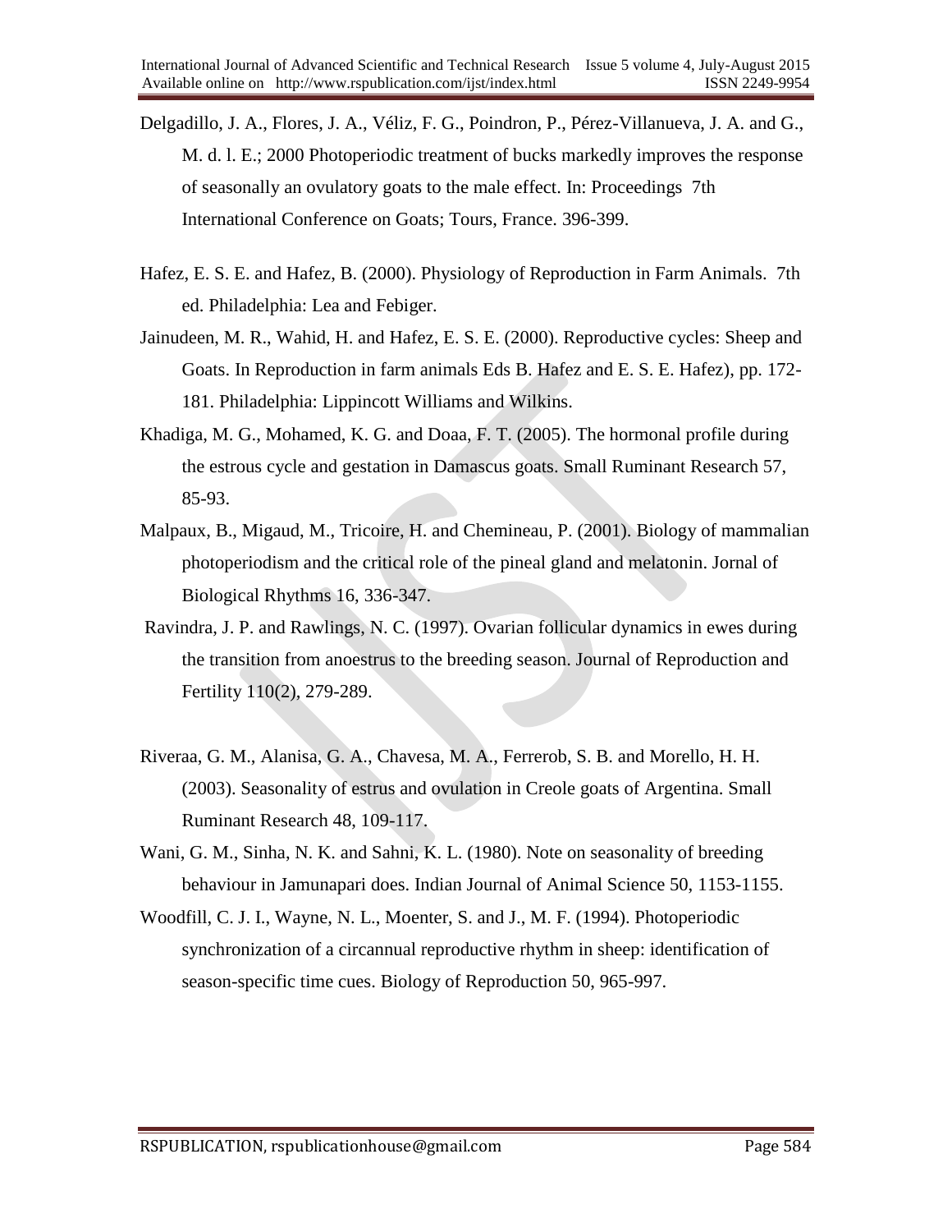Delgadillo, J. A., Flores, J. A., Véliz, F. G., Poindron, P., Pérez-Villanueva, J. A. and G., M. d. l. E.; 2000 Photoperiodic treatment of bucks markedly improves the response of seasonally an ovulatory goats to the male effect. In: Proceedings 7th International Conference on Goats; Tours, France. 396-399.

Hafez, E. S. E. and Hafez, B. (2000). Physiology of Reproduction in Farm Animals. 7th ed. Philadelphia: Lea and Febiger.

Jainudeen, M. R., Wahid, H. and Hafez, E. S. E. (2000). Reproductive cycles: Sheep and Goats. In Reproduction in farm animals Eds B. Hafez and E. S. E. Hafez), pp. 172-181. Philadelphia: Lippincott Williams and Wilkins.

Khadiga, M. G., Mohamed, K. G. and Doaa, F. T. (2005). The hormonal profile during the estrous cycle and gestation in Damascus goats. Small Ruminant Research 57, 85-93.

Malpaux, B., Migaud, M., Tricoire, H. and Chemineau, P. (2001). Biology of mammalian photoperiodism and the critical role of the pineal gland and melatonin. Jornal of Biological Rhythms 16, 336-347.

Ravindra, J. P. and Rawlings, N. C. (1997). Ovarian follicular dynamics in ewes during the transition from anoestrus to the breeding season. Journal of Reproduction and Fertility 110(2), 279-289.

Riveraa, G. M., Alanisa, G. A., Chavesa, M. A., Ferrerob, S. B. and Morello, H. H. (2003). Seasonality of estrus and ovulation in Creole goats of Argentina. Small Ruminant Research 48, 109-117.

Wani, G. M., Sinha, N. K. and Sahni, K. L. (1980). Note on seasonality of breeding behaviour in Jamunapari does. Indian Journal of Animal Science 50, 1153-1155.

Woodfill, C. J. I., Wayne, N. L., Moenter, S. and J., M. F. (1994). Photoperiodic synchronization of a circannual reproductive rhythm in sheep: identification of season-specific time cues. Biology of Reproduction 50, 965-997.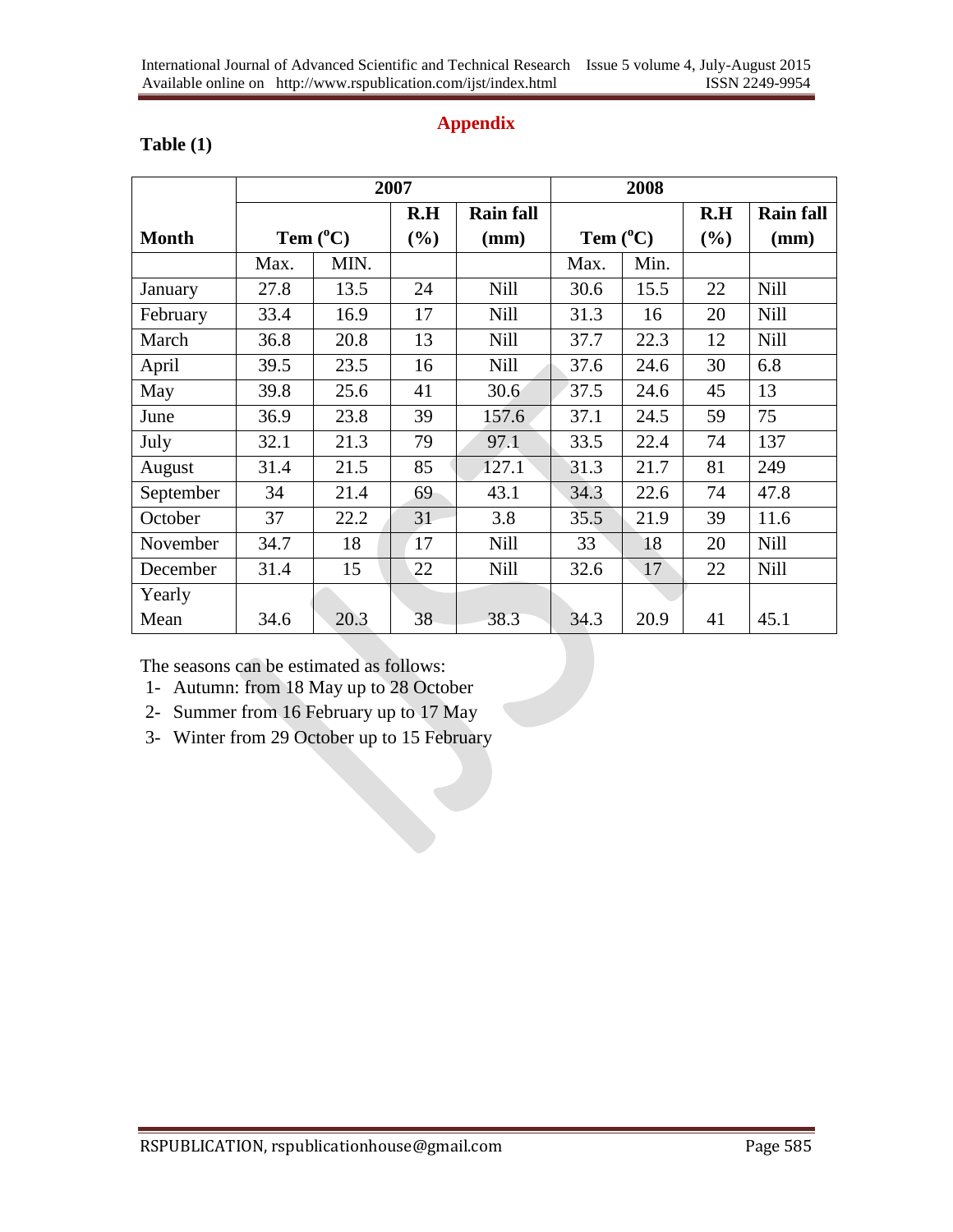# Appendix

**Table (1)**

| Month | 2007 | | | | 2008 | | | |
|---|---|---|---|---|---|---|---|---|
| | Tem ($^oC$) | | R.H (%) | Rain fall (mm) | Tem ($^oC$) | | R.H (%) | Rain fall (mm) |
| | Max. | MIN. | | | Max. | Min. | | |
| January | 27.8 | 13.5 | 24 | Nill | 30.6 | 15.5 | 22 | Nill |
| February | 33.4 | 16.9 | 17 | Nill | 31.3 | 16 | 20 | Nill |
| March | 36.8 | 20.8 | 13 | Nill | 37.7 | 22.3 | 12 | Nill |
| April | 39.5 | 23.5 | 16 | Nill | 37.6 | 24.6 | 30 | 6.8 |
| May | 39.8 | 25.6 | 41 | 30.6 | 37.5 | 24.6 | 45 | 13 |
| June | 36.9 | 23.8 | 39 | 157.6 | 37.1 | 24.5 | 59 | 75 |
| July | 32.1 | 21.3 | 79 | 97.1 | 33.5 | 22.4 | 74 | 137 |
| August | 31.4 | 21.5 | 85 | 127.1 | 31.3 | 21.7 | 81 | 249 |
| September | 34 | 21.4 | 69 | 43.1 | 34.3 | 22.6 | 74 | 47.8 |
| October | 37 | 22.2 | 31 | 3.8 | 35.5 | 21.9 | 39 | 11.6 |
| November | 34.7 | 18 | 17 | Nill | 33 | 18 | 20 | Nill |
| December | 31.4 | 15 | 22 | Nill | 32.6 | 17 | 22 | Nill |
| Yearly Mean | 34.6 | 20.3 | 38 | 38.3 | 34.3 | 20.9 | 41 | 45.1 |

The seasons can be estimated as follows:

1- Autumn: from 18 May up to 28 October
2- Summer from 16 February up to 17 May
3- Winter from 29 October up to 15 February